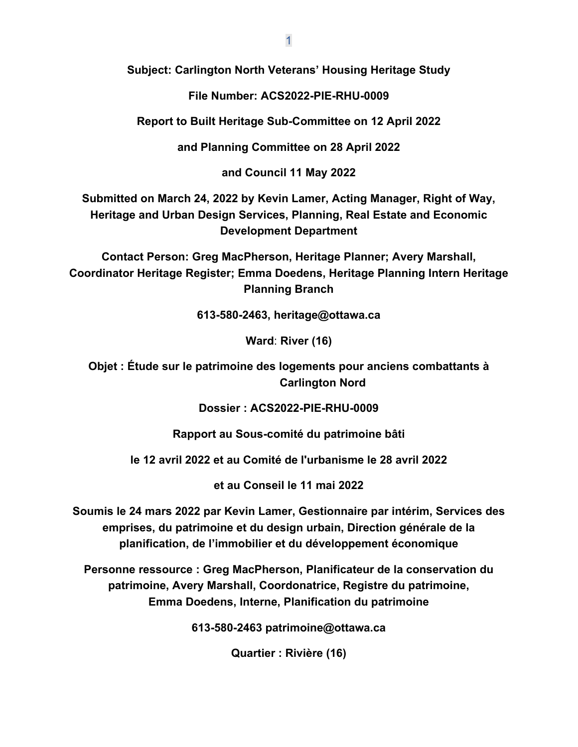**Subject: Carlington North Veterans' Housing Heritage Study**

**File Number: ACS2022-PIE-RHU-0009**

**Report to Built Heritage Sub-Committee on 12 April 2022**

**and Planning Committee on 28 April 2022**

**and Council 11 May 2022**

**Submitted on March 24, 2022 by Kevin Lamer, Acting Manager, Right of Way, Heritage and Urban Design Services, Planning, Real Estate and Economic Development Department**

**Contact Person: Greg MacPherson, Heritage Planner; Avery Marshall, Coordinator Heritage Register; Emma Doedens, Heritage Planning Intern Heritage Planning Branch**

**613-580-2463, heritage@ottawa.ca**

**Ward: River (16)**

**Objet : Étude sur le patrimoine des logements pour anciens combattants à Carlington Nord**

**Dossier : ACS2022-PIE-RHU-0009**

**Rapport au Sous-comité du patrimoine bâti**

**le 12 avril 2022 et au Comité de l'urbanisme le 28 avril 2022**

**et au Conseil le 11 mai 2022**

**Soumis le 24 mars 2022 par Kevin Lamer, Gestionnaire par intérim, Services des emprises, du patrimoine et du design urbain, Direction générale de la planification, de l'immobilier et du développement économique**

**Personne ressource : Greg MacPherson, Planificateur de la conservation du patrimoine, Avery Marshall, Coordonatrice, Registre du patrimoine, Emma Doedens, Interne, Planification du patrimoine**

**613-580-2463 patrimoine@ottawa.ca**

**Quartier : Rivière (16)**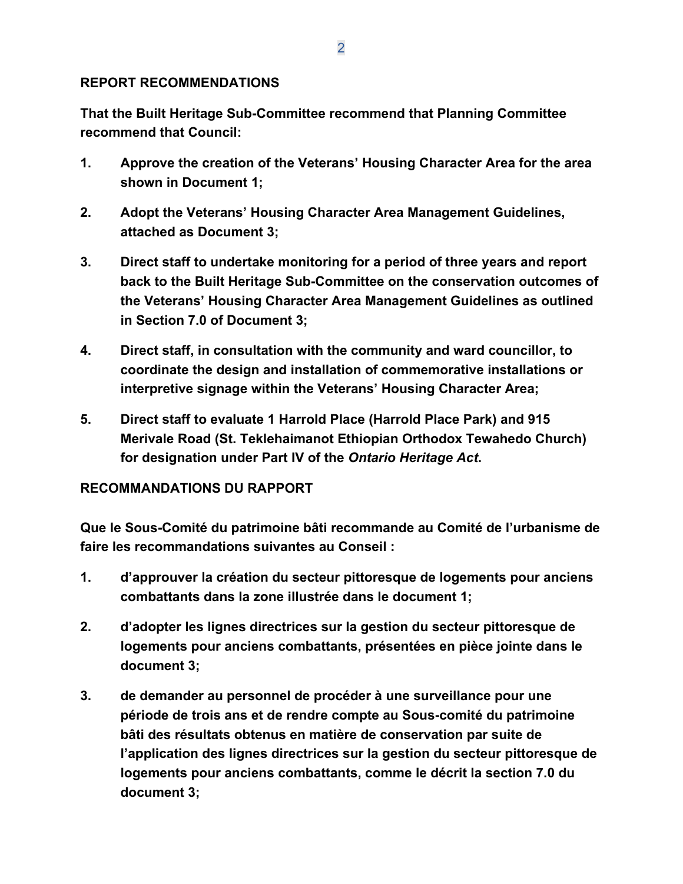## REPORT RECOMMENDATIONS

**That the Built Heritage Sub-Committee recommend that Planning Committee recommend that Council:**

1. **Approve the creation of the Veterans' Housing Character Area for the area shown in Document 1;**

2. **Adopt the Veterans' Housing Character Area Management Guidelines, attached as Document 3;**

3. **Direct staff to undertake monitoring for a period of three years and report back to the Built Heritage Sub-Committee on the conservation outcomes of the Veterans' Housing Character Area Management Guidelines as outlined in Section 7.0 of Document 3;**

4. **Direct staff, in consultation with the community and ward councillor, to coordinate the design and installation of commemorative installations or interpretive signage within the Veterans' Housing Character Area;**

5. **Direct staff to evaluate 1 Harrold Place (Harrold Place Park) and 915 Merivale Road (St. Teklehaimanot Ethiopian Orthodox Tewahedo Church) for designation under Part IV of the *Ontario Heritage Act*.**

## RECOMMANDATIONS DU RAPPORT

**Que le Sous-Comité du patrimoine bâti recommande au Comité de l'urbanisme de faire les recommandations suivantes au Conseil :**

1. **d'approuver la création du secteur pittoresque de logements pour anciens combattants dans la zone illustrée dans le document 1;**

2. **d'adopter les lignes directrices sur la gestion du secteur pittoresque de logements pour anciens combattants, présentées en pièce jointe dans le document 3;**

3. **de demander au personnel de procéder à une surveillance pour une période de trois ans et de rendre compte au Sous-comité du patrimoine bâti des résultats obtenus en matière de conservation par suite de l'application des lignes directrices sur la gestion du secteur pittoresque de logements pour anciens combattants, comme le décrit la section 7.0 du document 3;**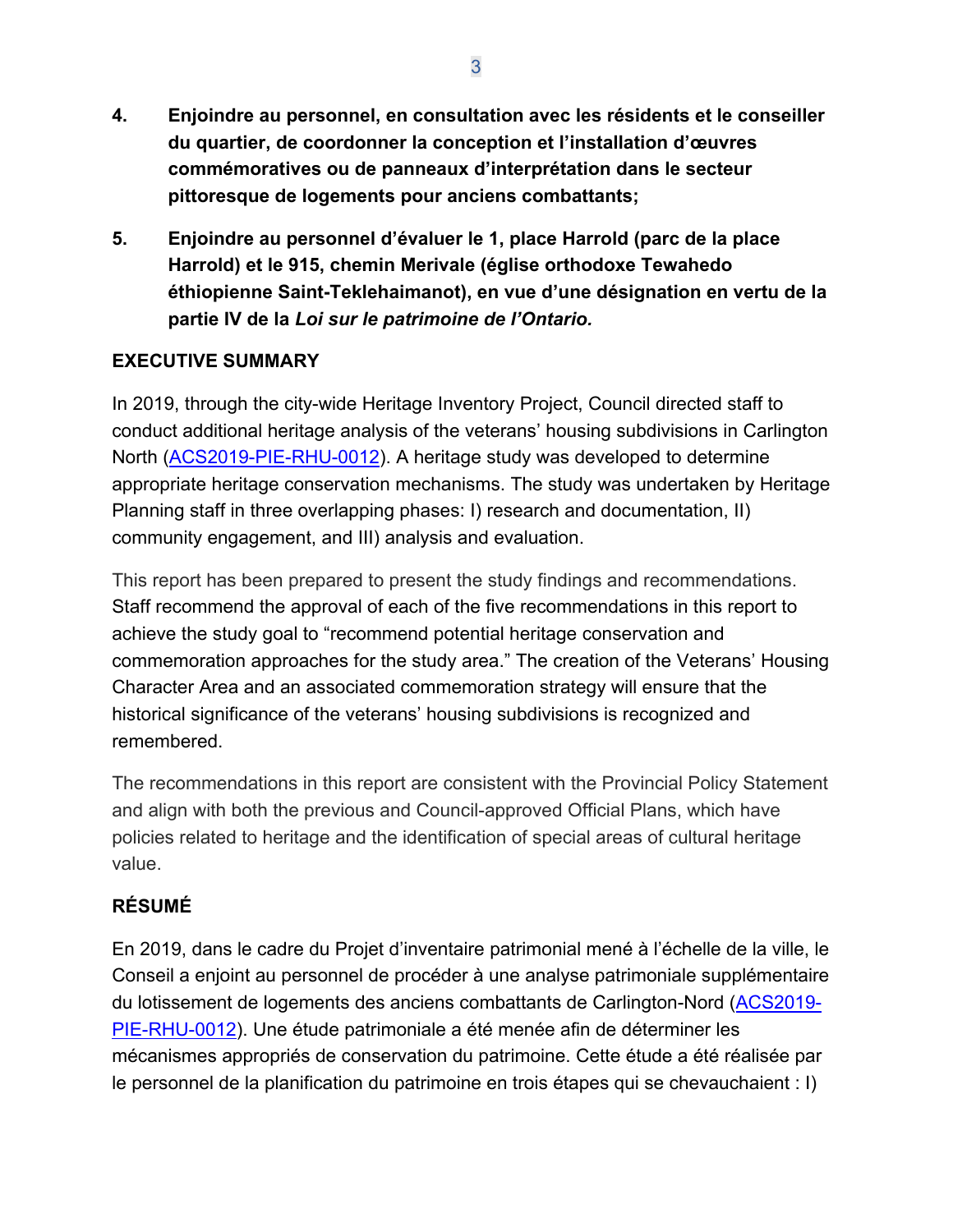4. **Enjoindre au personnel, en consultation avec les résidents et le conseiller du quartier, de coordonner la conception et l'installation d'œuvres commémoratives ou de panneaux d'interprétation dans le secteur pittoresque de logements pour anciens combattants;**

5. **Enjoindre au personnel d'évaluer le 1, place Harrold (parc de la place Harrold) et le 915, chemin Merivale (église orthodoxe Tewahedo éthiopienne Saint-Teklehaimanot), en vue d'une désignation en vertu de la partie IV de la *Loi sur le patrimoine de l'Ontario.***

## EXECUTIVE SUMMARY

In 2019, through the city-wide Heritage Inventory Project, Council directed staff to conduct additional heritage analysis of the veterans' housing subdivisions in Carlington North (ACS2019-PIE-RHU-0012). A heritage study was developed to determine appropriate heritage conservation mechanisms. The study was undertaken by Heritage Planning staff in three overlapping phases: I) research and documentation, II) community engagement, and III) analysis and evaluation.

This report has been prepared to present the study findings and recommendations. Staff recommend the approval of each of the five recommendations in this report to achieve the study goal to "recommend potential heritage conservation and commemoration approaches for the study area." The creation of the Veterans' Housing Character Area and an associated commemoration strategy will ensure that the historical significance of the veterans' housing subdivisions is recognized and remembered.

The recommendations in this report are consistent with the Provincial Policy Statement and align with both the previous and Council-approved Official Plans, which have policies related to heritage and the identification of special areas of cultural heritage value.

## RÉSUMÉ

En 2019, dans le cadre du Projet d'inventaire patrimonial mené à l'échelle de la ville, le Conseil a enjoint au personnel de procéder à une analyse patrimoniale supplémentaire du lotissement de logements des anciens combattants de Carlington-Nord (ACS2019-PIE-RHU-0012). Une étude patrimoniale a été menée afin de déterminer les mécanismes appropriés de conservation du patrimoine. Cette étude a été réalisée par le personnel de la planification du patrimoine en trois étapes qui se chevauchaient : I)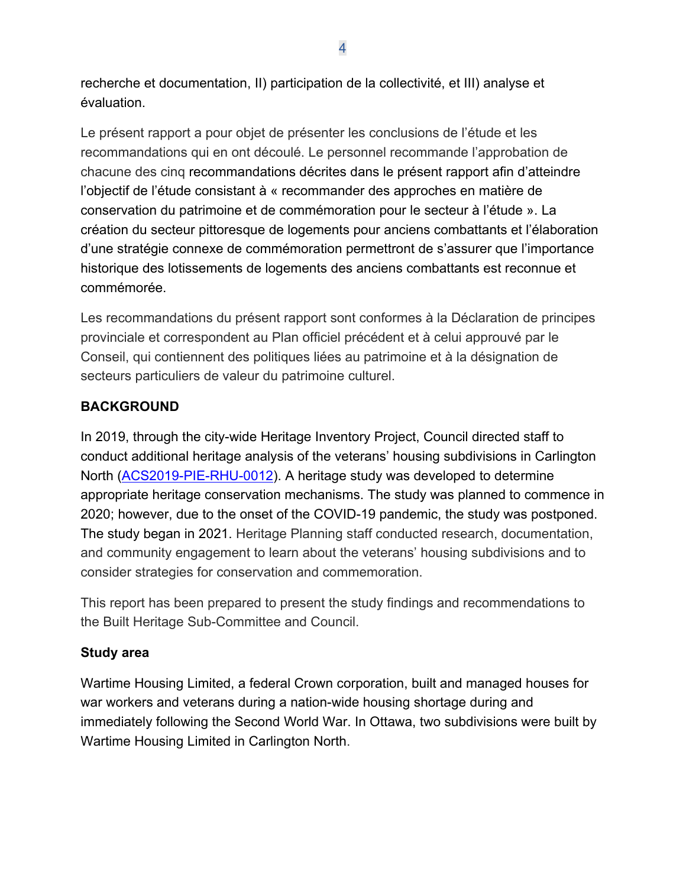recherche et documentation, II) participation de la collectivité, et III) analyse et évaluation.

Le présent rapport a pour objet de présenter les conclusions de l'étude et les recommandations qui en ont découlé. Le personnel recommande l'approbation de chacune des cinq recommandations décrites dans le présent rapport afin d'atteindre l'objectif de l'étude consistant à « recommander des approches en matière de conservation du patrimoine et de commémoration pour le secteur à l'étude ». La création du secteur pittoresque de logements pour anciens combattants et l'élaboration d'une stratégie connexe de commémoration permettront de s'assurer que l'importance historique des lotissements de logements des anciens combattants est reconnue et commémorée.

Les recommandations du présent rapport sont conformes à la Déclaration de principes provinciale et correspondent au Plan officiel précédent et à celui approuvé par le Conseil, qui contiennent des politiques liées au patrimoine et à la désignation de secteurs particuliers de valeur du patrimoine culturel.

## BACKGROUND

In 2019, through the city-wide Heritage Inventory Project, Council directed staff to conduct additional heritage analysis of the veterans' housing subdivisions in Carlington North (ACS2019-PIE-RHU-0012). A heritage study was developed to determine appropriate heritage conservation mechanisms. The study was planned to commence in 2020; however, due to the onset of the COVID-19 pandemic, the study was postponed. The study began in 2021. Heritage Planning staff conducted research, documentation, and community engagement to learn about the veterans' housing subdivisions and to consider strategies for conservation and commemoration.

This report has been prepared to present the study findings and recommendations to the Built Heritage Sub-Committee and Council.

### Study area

Wartime Housing Limited, a federal Crown corporation, built and managed houses for war workers and veterans during a nation-wide housing shortage during and immediately following the Second World War. In Ottawa, two subdivisions were built by Wartime Housing Limited in Carlington North.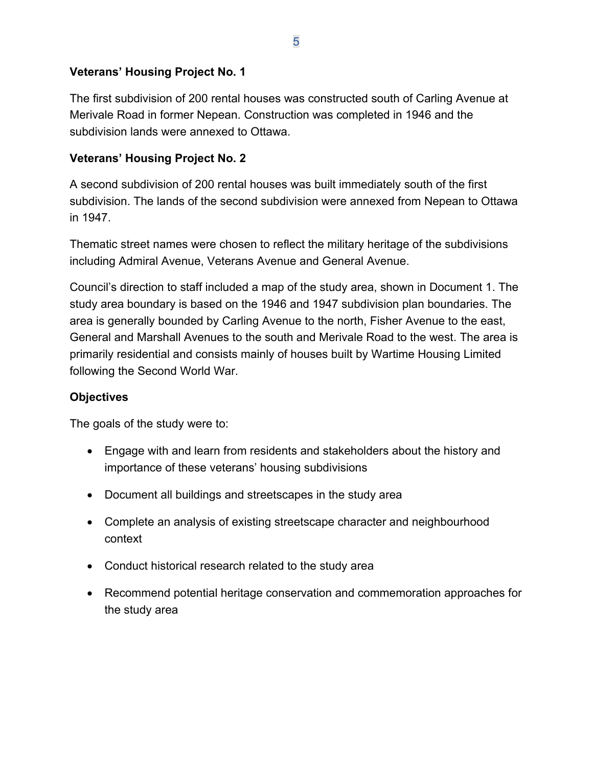**Veterans' Housing Project No. 1**

The first subdivision of 200 rental houses was constructed south of Carling Avenue at Merivale Road in former Nepean. Construction was completed in 1946 and the subdivision lands were annexed to Ottawa.

**Veterans' Housing Project No. 2**

A second subdivision of 200 rental houses was built immediately south of the first subdivision. The lands of the second subdivision were annexed from Nepean to Ottawa in 1947.

Thematic street names were chosen to reflect the military heritage of the subdivisions including Admiral Avenue, Veterans Avenue and General Avenue.

Council's direction to staff included a map of the study area, shown in Document 1. The study area boundary is based on the 1946 and 1947 subdivision plan boundaries. The area is generally bounded by Carling Avenue to the north, Fisher Avenue to the east, General and Marshall Avenues to the south and Merivale Road to the west. The area is primarily residential and consists mainly of houses built by Wartime Housing Limited following the Second World War.

**Objectives**

The goals of the study were to:

- Engage with and learn from residents and stakeholders about the history and importance of these veterans' housing subdivisions
- Document all buildings and streetscapes in the study area
- Complete an analysis of existing streetscape character and neighbourhood context
- Conduct historical research related to the study area
- Recommend potential heritage conservation and commemoration approaches for the study area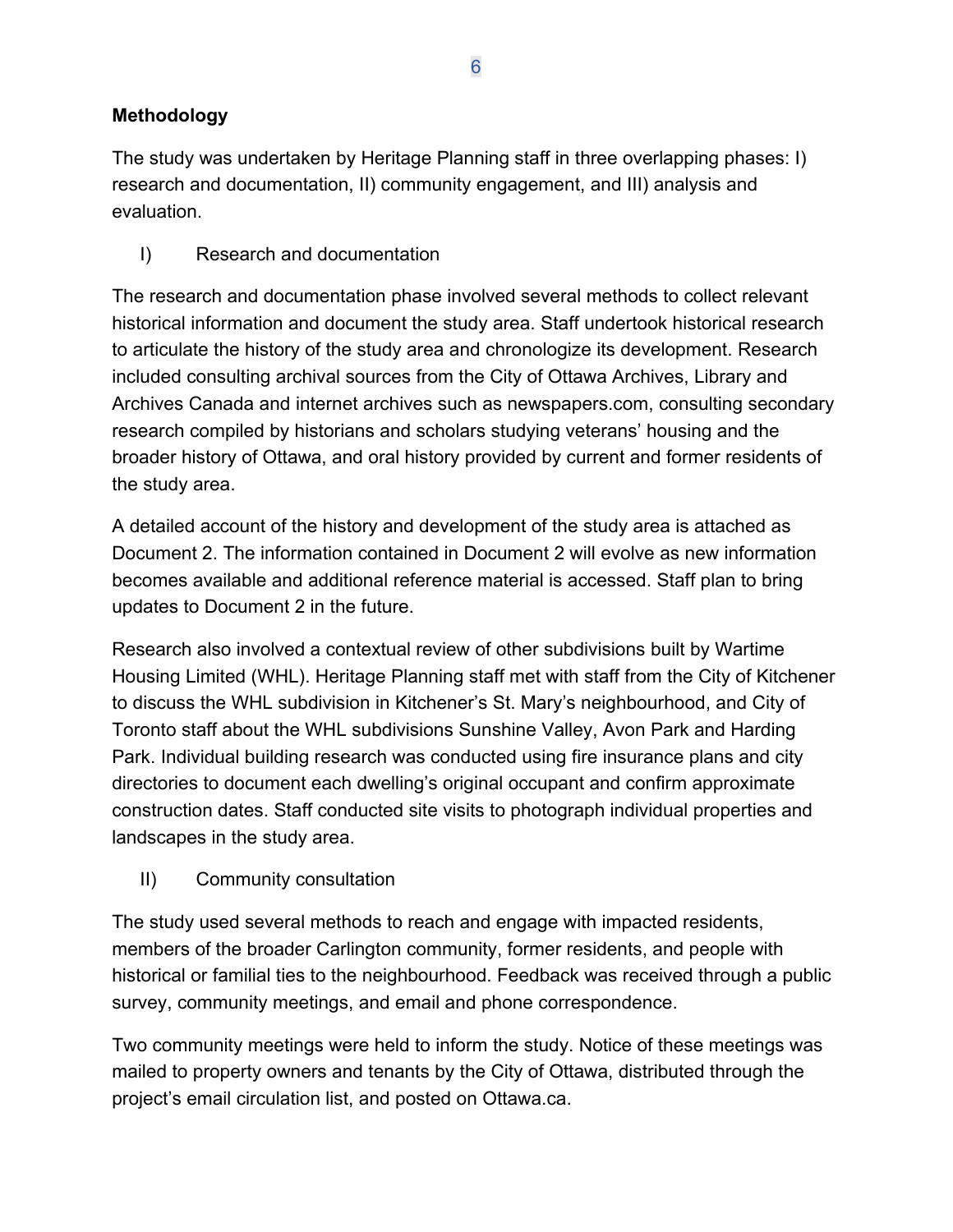## Methodology

The study was undertaken by Heritage Planning staff in three overlapping phases: I) research and documentation, II) community engagement, and III) analysis and evaluation.

### I) Research and documentation

The research and documentation phase involved several methods to collect relevant historical information and document the study area. Staff undertook historical research to articulate the history of the study area and chronologize its development. Research included consulting archival sources from the City of Ottawa Archives, Library and Archives Canada and internet archives such as newspapers.com, consulting secondary research compiled by historians and scholars studying veterans' housing and the broader history of Ottawa, and oral history provided by current and former residents of the study area.

A detailed account of the history and development of the study area is attached as Document 2. The information contained in Document 2 will evolve as new information becomes available and additional reference material is accessed. Staff plan to bring updates to Document 2 in the future.

Research also involved a contextual review of other subdivisions built by Wartime Housing Limited (WHL). Heritage Planning staff met with staff from the City of Kitchener to discuss the WHL subdivision in Kitchener's St. Mary's neighbourhood, and City of Toronto staff about the WHL subdivisions Sunshine Valley, Avon Park and Harding Park. Individual building research was conducted using fire insurance plans and city directories to document each dwelling's original occupant and confirm approximate construction dates. Staff conducted site visits to photograph individual properties and landscapes in the study area.

### II) Community consultation

The study used several methods to reach and engage with impacted residents, members of the broader Carlington community, former residents, and people with historical or familial ties to the neighbourhood. Feedback was received through a public survey, community meetings, and email and phone correspondence.

Two community meetings were held to inform the study. Notice of these meetings was mailed to property owners and tenants by the City of Ottawa, distributed through the project's email circulation list, and posted on Ottawa.ca.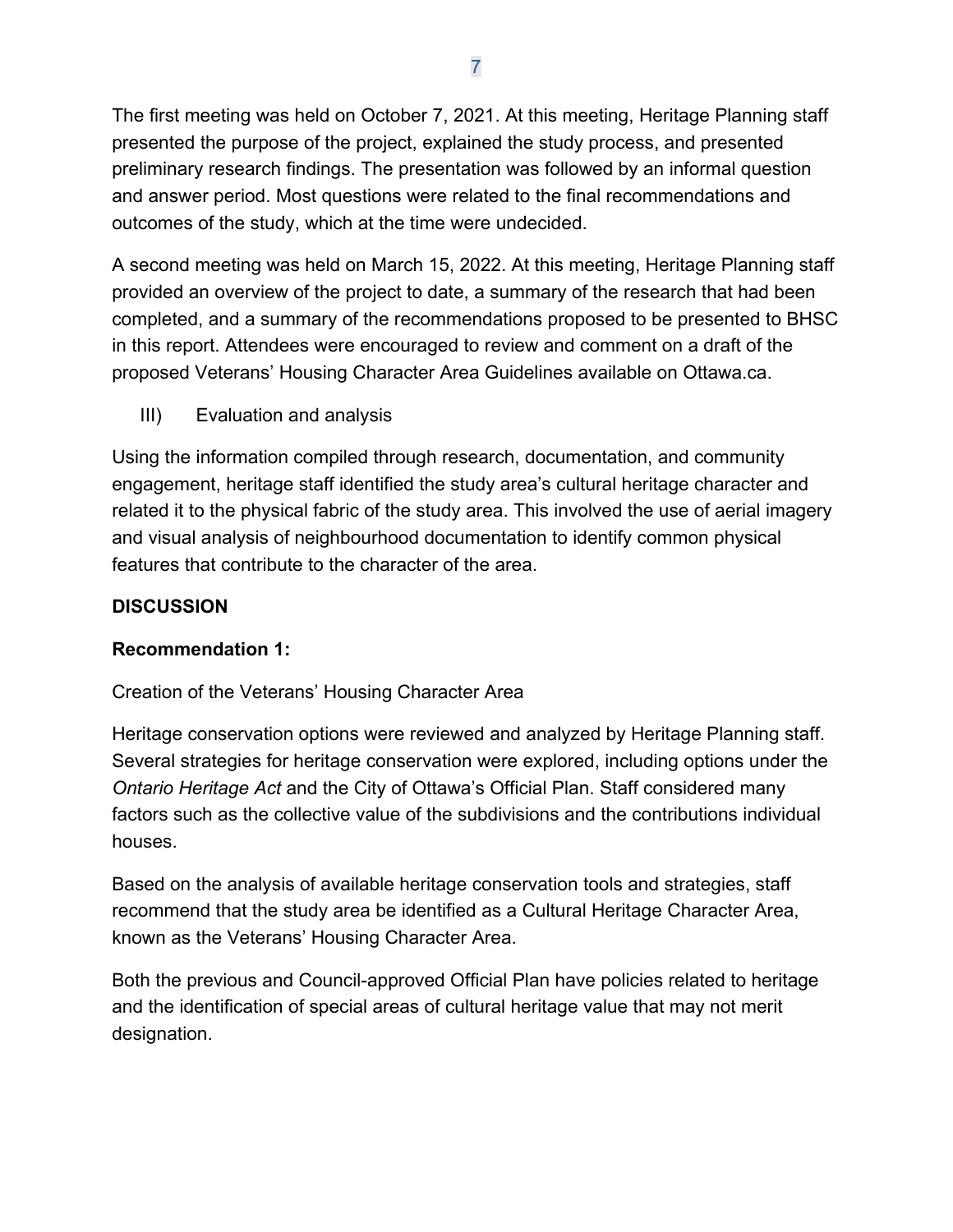The first meeting was held on October 7, 2021. At this meeting, Heritage Planning staff presented the purpose of the project, explained the study process, and presented preliminary research findings. The presentation was followed by an informal question and answer period. Most questions were related to the final recommendations and outcomes of the study, which at the time were undecided.

A second meeting was held on March 15, 2022. At this meeting, Heritage Planning staff provided an overview of the project to date, a summary of the research that had been completed, and a summary of the recommendations proposed to be presented to BHSC in this report. Attendees were encouraged to review and comment on a draft of the proposed Veterans' Housing Character Area Guidelines available on Ottawa.ca.

III) Evaluation and analysis

Using the information compiled through research, documentation, and community engagement, heritage staff identified the study area's cultural heritage character and related it to the physical fabric of the study area. This involved the use of aerial imagery and visual analysis of neighbourhood documentation to identify common physical features that contribute to the character of the area.

## DISCUSSION

### Recommendation 1:

Creation of the Veterans' Housing Character Area

Heritage conservation options were reviewed and analyzed by Heritage Planning staff. Several strategies for heritage conservation were explored, including options under the *Ontario Heritage Act* and the City of Ottawa's Official Plan. Staff considered many factors such as the collective value of the subdivisions and the contributions individual houses.

Based on the analysis of available heritage conservation tools and strategies, staff recommend that the study area be identified as a Cultural Heritage Character Area, known as the Veterans' Housing Character Area.

Both the previous and Council-approved Official Plan have policies related to heritage and the identification of special areas of cultural heritage value that may not merit designation.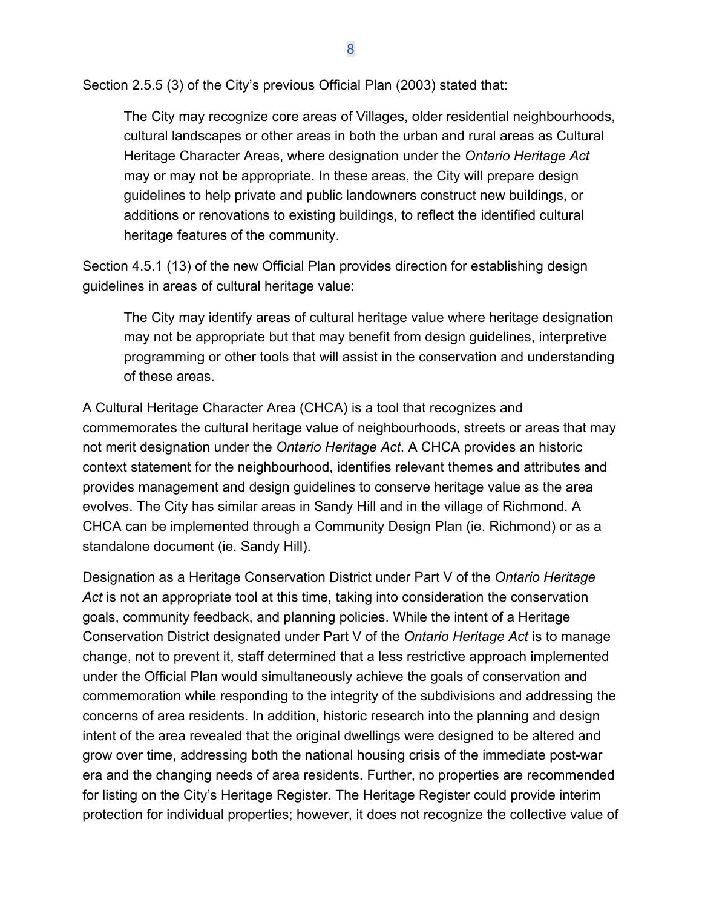Section 2.5.5 (3) of the City's previous Official Plan (2003) stated that:

> The City may recognize core areas of Villages, older residential neighbourhoods, cultural landscapes or other areas in both the urban and rural areas as Cultural Heritage Character Areas, where designation under the *Ontario Heritage Act* may or may not be appropriate. In these areas, the City will prepare design guidelines to help private and public landowners construct new buildings, or additions or renovations to existing buildings, to reflect the identified cultural heritage features of the community.

Section 4.5.1 (13) of the new Official Plan provides direction for establishing design guidelines in areas of cultural heritage value:

> The City may identify areas of cultural heritage value where heritage designation may not be appropriate but that may benefit from design guidelines, interpretive programming or other tools that will assist in the conservation and understanding of these areas.

A Cultural Heritage Character Area (CHCA) is a tool that recognizes and commemorates the cultural heritage value of neighbourhoods, streets or areas that may not merit designation under the *Ontario Heritage Act*. A CHCA provides an historic context statement for the neighbourhood, identifies relevant themes and attributes and provides management and design guidelines to conserve heritage value as the area evolves. The City has similar areas in Sandy Hill and in the village of Richmond. A CHCA can be implemented through a Community Design Plan (ie. Richmond) or as a standalone document (ie. Sandy Hill).

Designation as a Heritage Conservation District under Part V of the *Ontario Heritage Act* is not an appropriate tool at this time, taking into consideration the conservation goals, community feedback, and planning policies. While the intent of a Heritage Conservation District designated under Part V of the *Ontario Heritage Act* is to manage change, not to prevent it, staff determined that a less restrictive approach implemented under the Official Plan would simultaneously achieve the goals of conservation and commemoration while responding to the integrity of the subdivisions and addressing the concerns of area residents. In addition, historic research into the planning and design intent of the area revealed that the original dwellings were designed to be altered and grow over time, addressing both the national housing crisis of the immediate post-war era and the changing needs of area residents. Further, no properties are recommended for listing on the City's Heritage Register. The Heritage Register could provide interim protection for individual properties; however, it does not recognize the collective value of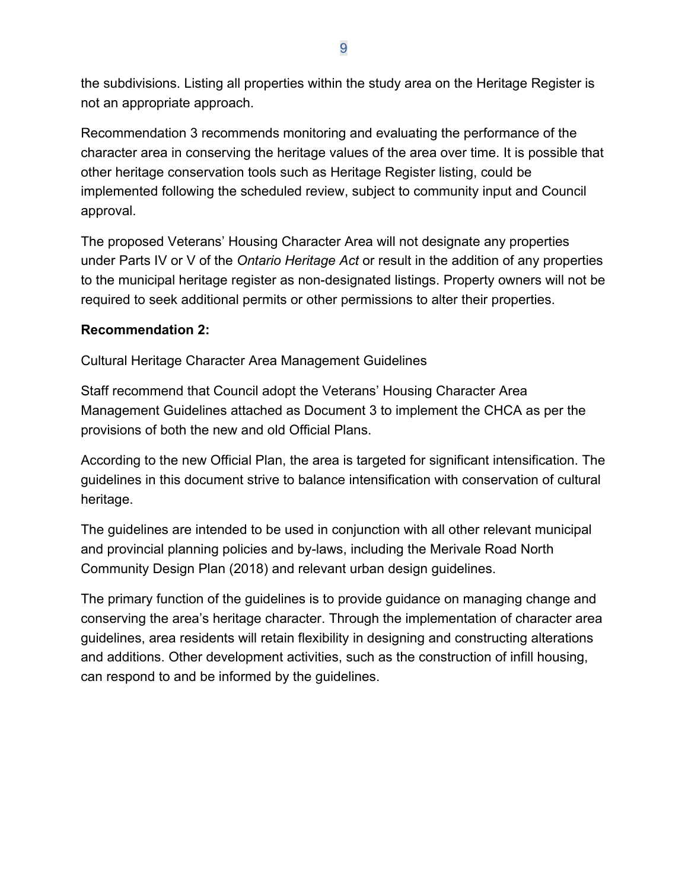the subdivisions. Listing all properties within the study area on the Heritage Register is not an appropriate approach.

Recommendation 3 recommends monitoring and evaluating the performance of the character area in conserving the heritage values of the area over time. It is possible that other heritage conservation tools such as Heritage Register listing, could be implemented following the scheduled review, subject to community input and Council approval.

The proposed Veterans' Housing Character Area will not designate any properties under Parts IV or V of the *Ontario Heritage Act* or result in the addition of any properties to the municipal heritage register as non-designated listings. Property owners will not be required to seek additional permits or other permissions to alter their properties.

**Recommendation 2:**

Cultural Heritage Character Area Management Guidelines

Staff recommend that Council adopt the Veterans' Housing Character Area Management Guidelines attached as Document 3 to implement the CHCA as per the provisions of both the new and old Official Plans.

According to the new Official Plan, the area is targeted for significant intensification. The guidelines in this document strive to balance intensification with conservation of cultural heritage.

The guidelines are intended to be used in conjunction with all other relevant municipal and provincial planning policies and by-laws, including the Merivale Road North Community Design Plan (2018) and relevant urban design guidelines.

The primary function of the guidelines is to provide guidance on managing change and conserving the area's heritage character. Through the implementation of character area guidelines, area residents will retain flexibility in designing and constructing alterations and additions. Other development activities, such as the construction of infill housing, can respond to and be informed by the guidelines.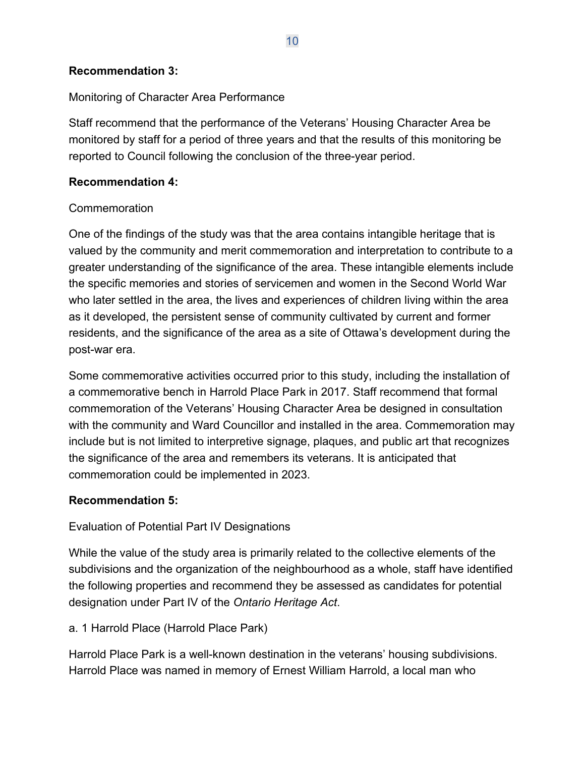**Recommendation 3:**

Monitoring of Character Area Performance

Staff recommend that the performance of the Veterans' Housing Character Area be monitored by staff for a period of three years and that the results of this monitoring be reported to Council following the conclusion of the three-year period.

**Recommendation 4:**

Commemoration

One of the findings of the study was that the area contains intangible heritage that is valued by the community and merit commemoration and interpretation to contribute to a greater understanding of the significance of the area. These intangible elements include the specific memories and stories of servicemen and women in the Second World War who later settled in the area, the lives and experiences of children living within the area as it developed, the persistent sense of community cultivated by current and former residents, and the significance of the area as a site of Ottawa's development during the post-war era.

Some commemorative activities occurred prior to this study, including the installation of a commemorative bench in Harrold Place Park in 2017. Staff recommend that formal commemoration of the Veterans' Housing Character Area be designed in consultation with the community and Ward Councillor and installed in the area. Commemoration may include but is not limited to interpretive signage, plaques, and public art that recognizes the significance of the area and remembers its veterans. It is anticipated that commemoration could be implemented in 2023.

**Recommendation 5:**

Evaluation of Potential Part IV Designations

While the value of the study area is primarily related to the collective elements of the subdivisions and the organization of the neighbourhood as a whole, staff have identified the following properties and recommend they be assessed as candidates for potential designation under Part IV of the *Ontario Heritage Act*.

a. 1 Harrold Place (Harrold Place Park)

Harrold Place Park is a well-known destination in the veterans' housing subdivisions. Harrold Place was named in memory of Ernest William Harrold, a local man who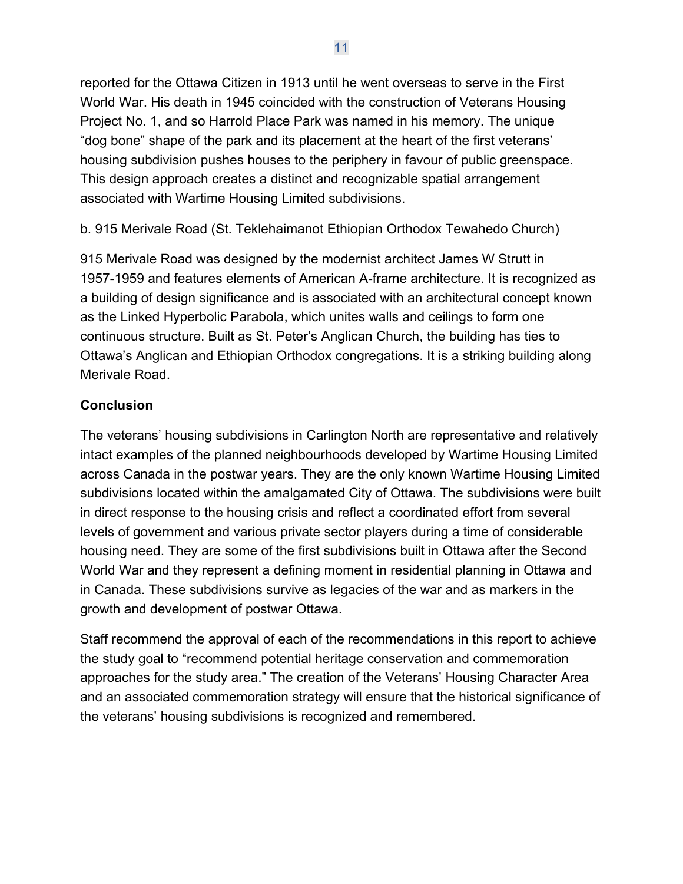reported for the Ottawa Citizen in 1913 until he went overseas to serve in the First World War. His death in 1945 coincided with the construction of Veterans Housing Project No. 1, and so Harrold Place Park was named in his memory. The unique “dog bone” shape of the park and its placement at the heart of the first veterans’ housing subdivision pushes houses to the periphery in favour of public greenspace. This design approach creates a distinct and recognizable spatial arrangement associated with Wartime Housing Limited subdivisions.

b. 915 Merivale Road (St. Teklehaimanot Ethiopian Orthodox Tewahedo Church)

915 Merivale Road was designed by the modernist architect James W Strutt in 1957-1959 and features elements of American A-frame architecture. It is recognized as a building of design significance and is associated with an architectural concept known as the Linked Hyperbolic Parabola, which unites walls and ceilings to form one continuous structure. Built as St. Peter’s Anglican Church, the building has ties to Ottawa’s Anglican and Ethiopian Orthodox congregations. It is a striking building along Merivale Road.

**Conclusion**

The veterans’ housing subdivisions in Carlington North are representative and relatively intact examples of the planned neighbourhoods developed by Wartime Housing Limited across Canada in the postwar years. They are the only known Wartime Housing Limited subdivisions located within the amalgamated City of Ottawa. The subdivisions were built in direct response to the housing crisis and reflect a coordinated effort from several levels of government and various private sector players during a time of considerable housing need. They are some of the first subdivisions built in Ottawa after the Second World War and they represent a defining moment in residential planning in Ottawa and in Canada. These subdivisions survive as legacies of the war and as markers in the growth and development of postwar Ottawa.

Staff recommend the approval of each of the recommendations in this report to achieve the study goal to “recommend potential heritage conservation and commemoration approaches for the study area.” The creation of the Veterans’ Housing Character Area and an associated commemoration strategy will ensure that the historical significance of the veterans’ housing subdivisions is recognized and remembered.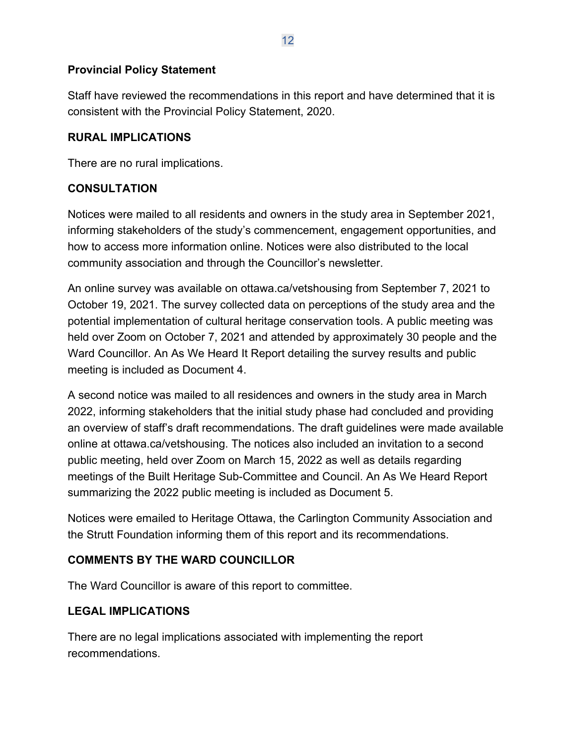### Provincial Policy Statement

Staff have reviewed the recommendations in this report and have determined that it is consistent with the Provincial Policy Statement, 2020.

## RURAL IMPLICATIONS

There are no rural implications.

## CONSULTATION

Notices were mailed to all residents and owners in the study area in September 2021, informing stakeholders of the study's commencement, engagement opportunities, and how to access more information online. Notices were also distributed to the local community association and through the Councillor's newsletter.

An online survey was available on ottawa.ca/vetshousing from September 7, 2021 to October 19, 2021. The survey collected data on perceptions of the study area and the potential implementation of cultural heritage conservation tools. A public meeting was held over Zoom on October 7, 2021 and attended by approximately 30 people and the Ward Councillor. An As We Heard It Report detailing the survey results and public meeting is included as Document 4.

A second notice was mailed to all residences and owners in the study area in March 2022, informing stakeholders that the initial study phase had concluded and providing an overview of staff's draft recommendations. The draft guidelines were made available online at ottawa.ca/vetshousing. The notices also included an invitation to a second public meeting, held over Zoom on March 15, 2022 as well as details regarding meetings of the Built Heritage Sub-Committee and Council. An As We Heard Report summarizing the 2022 public meeting is included as Document 5.

Notices were emailed to Heritage Ottawa, the Carlington Community Association and the Strutt Foundation informing them of this report and its recommendations.

## COMMENTS BY THE WARD COUNCILLOR

The Ward Councillor is aware of this report to committee.

## LEGAL IMPLICATIONS

There are no legal implications associated with implementing the report recommendations.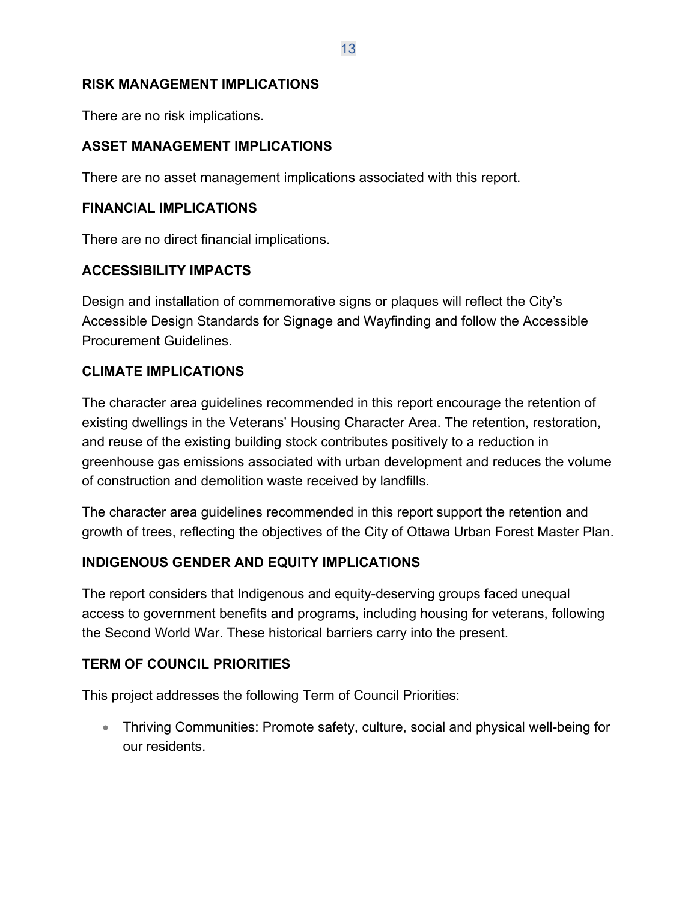## RISK MANAGEMENT IMPLICATIONS

There are no risk implications.

## ASSET MANAGEMENT IMPLICATIONS

There are no asset management implications associated with this report.

## FINANCIAL IMPLICATIONS

There are no direct financial implications.

## ACCESSIBILITY IMPACTS

Design and installation of commemorative signs or plaques will reflect the City's Accessible Design Standards for Signage and Wayfinding and follow the Accessible Procurement Guidelines.

## CLIMATE IMPLICATIONS

The character area guidelines recommended in this report encourage the retention of existing dwellings in the Veterans' Housing Character Area. The retention, restoration, and reuse of the existing building stock contributes positively to a reduction in greenhouse gas emissions associated with urban development and reduces the volume of construction and demolition waste received by landfills.

The character area guidelines recommended in this report support the retention and growth of trees, reflecting the objectives of the City of Ottawa Urban Forest Master Plan.

## INDIGENOUS GENDER AND EQUITY IMPLICATIONS

The report considers that Indigenous and equity-deserving groups faced unequal access to government benefits and programs, including housing for veterans, following the Second World War. These historical barriers carry into the present.

## TERM OF COUNCIL PRIORITIES

This project addresses the following Term of Council Priorities:

- Thriving Communities: Promote safety, culture, social and physical well-being for our residents.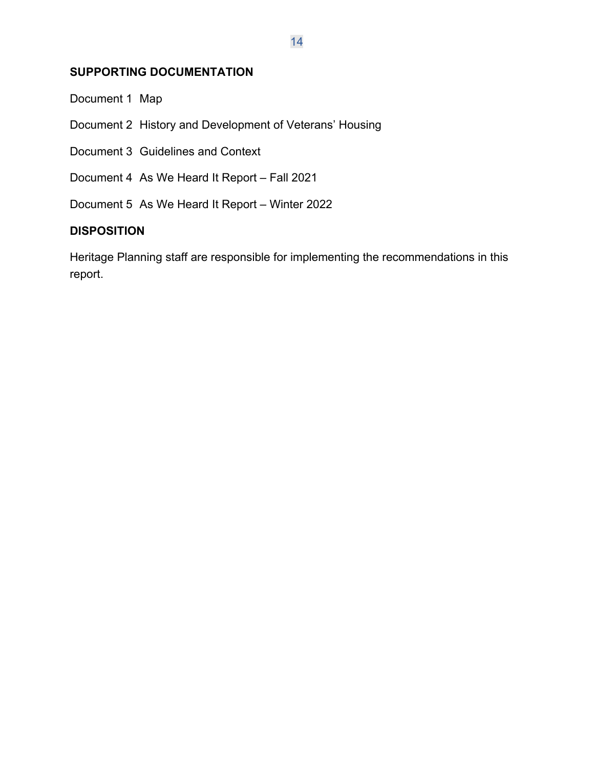## SUPPORTING DOCUMENTATION

Document 1 Map

Document 2 History and Development of Veterans' Housing

Document 3 Guidelines and Context

Document 4 As We Heard It Report – Fall 2021

Document 5 As We Heard It Report – Winter 2022

## DISPOSITION

Heritage Planning staff are responsible for implementing the recommendations in this report.